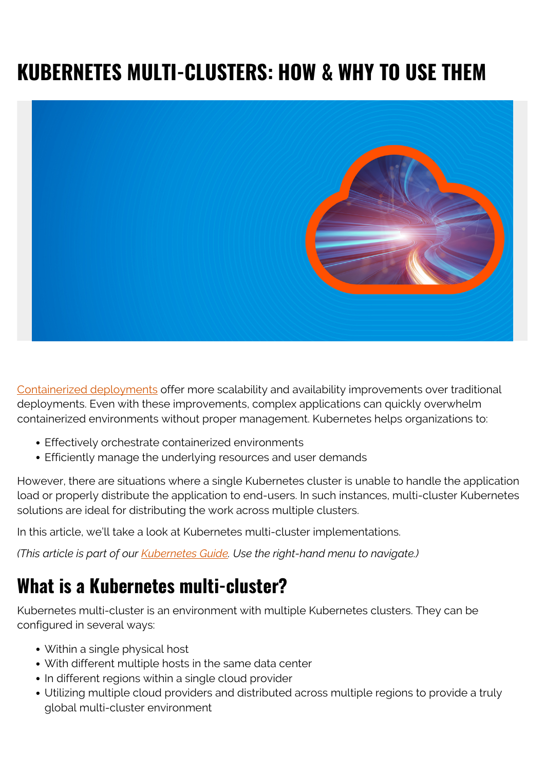# KUBERNETES MULTI-CLUSTERS: HOW & WHY TO USE THEM

Containerized deployments offer more scalability and availability improvements over traditional deployments. Even with these improvements, complex applications can quickly overwhelm containerized environments without proper management. Kubernetes helps organizations to:

- Effectively orchestrate containerized environments
- Efficiently manage the underlying resources and user demands

However, there are situations where a single Kubernetes cluster is unable to handle the application load or properly distribute the application to end-users. In such instances, multi-cluster Kubernetes solutions are ideal for distributing the work across multiple clusters.

In this article, we'll take a look at Kubernetes multi-cluster implementations.

*(This article is part of our Kubernetes Guide. Use the right-hand menu to navigate.)*

## What is a Kubernetes multi-cluster?

Kubernetes multi-cluster is an environment with multiple Kubernetes clusters. They can be configured in several ways:

- Within a single physical host
- With different multiple hosts in the same data center
- In different regions within a single cloud provider
- Utilizing multiple cloud providers and distributed across multiple regions to provide a truly global multi-cluster environment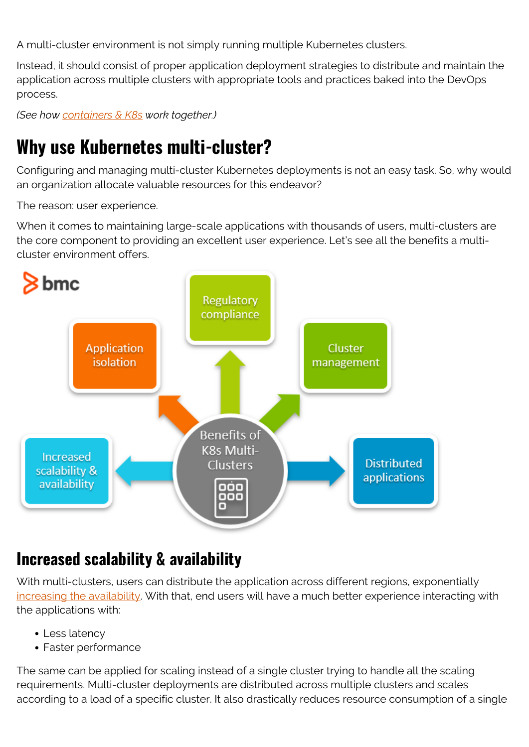A multi-cluster environment is not simply running multiple Kubernetes clusters.

Instead, it should consist of proper application deployment strategies to distribute and maintain the application across multiple clusters with appropriate tools and practices baked into the DevOps process.

*(See how containers & K8s work together.)*

## Why use Kubernetes multi-cluster?

Configuring and managing multi-cluster Kubernetes deployments is not an easy task. So, why would an organization allocate valuable resources for this endeavor?

The reason: user experience.

When it comes to maintaining large-scale applications with thousands of users, multi-clusters are the core component to providing an excellent user experience. Let's see all the benefits a multi-cluster environment offers.

### Increased scalability & availability

With multi-clusters, users can distribute the application across different regions, exponentially increasing the availability. With that, end users will have a much better experience interacting with the applications with:

- Less latency
- Faster performance

The same can be applied for scaling instead of a single cluster trying to handle all the scaling requirements. Multi-cluster deployments are distributed across multiple clusters and scales according to a load of a specific cluster. It also drastically reduces resource consumption of a single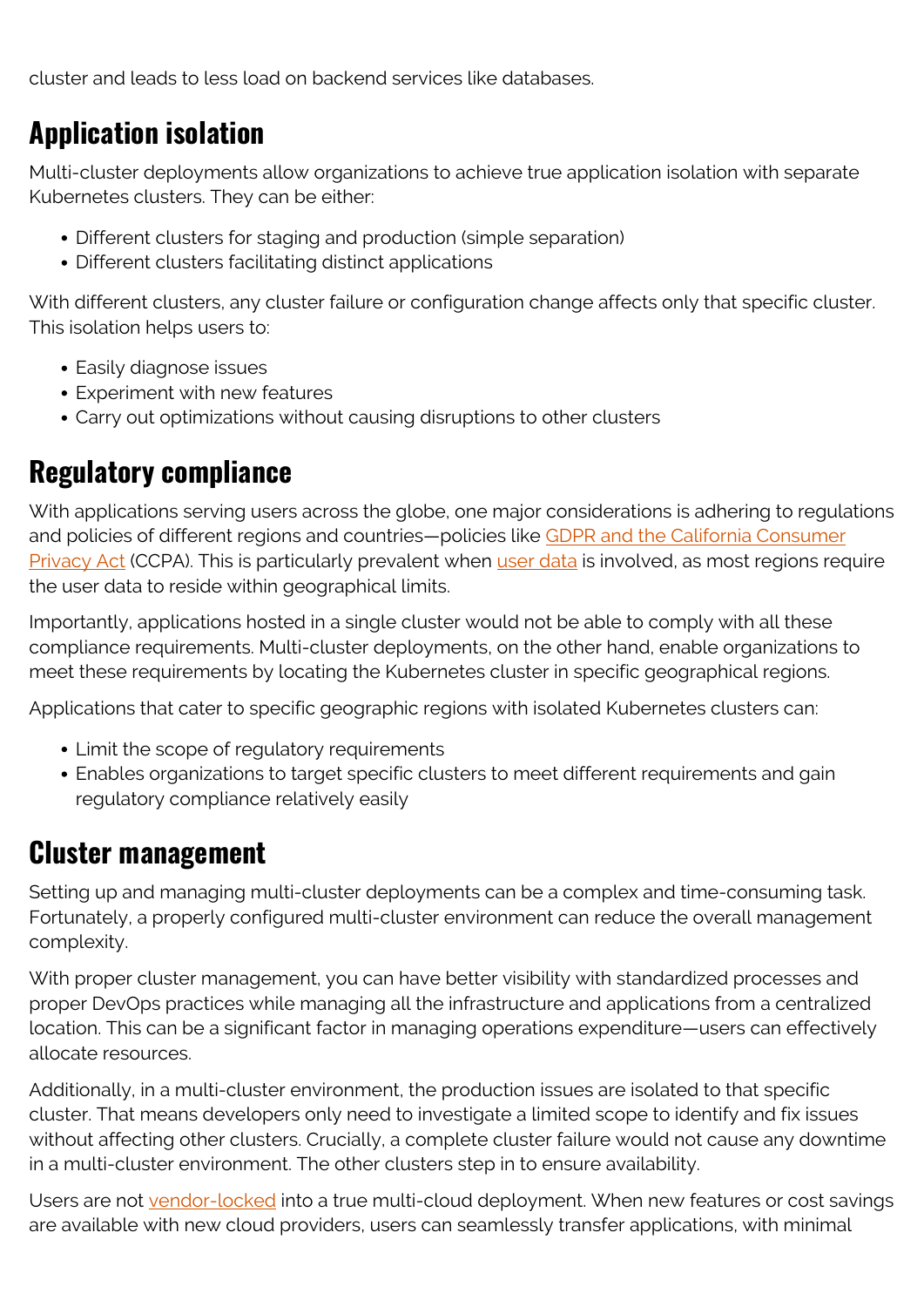cluster and leads to less load on backend services like databases.

## Application isolation

Multi-cluster deployments allow organizations to achieve true application isolation with separate Kubernetes clusters. They can be either:

- Different clusters for staging and production (simple separation)
- Different clusters facilitating distinct applications

With different clusters, any cluster failure or configuration change affects only that specific cluster. This isolation helps users to:

- Easily diagnose issues
- Experiment with new features
- Carry out optimizations without causing disruptions to other clusters

## Regulatory compliance

With applications serving users across the globe, one major considerations is adhering to regulations and policies of different regions and countries—policies like GDPR and the California Consumer Privacy Act (CCPA). This is particularly prevalent when user data is involved, as most regions require the user data to reside within geographical limits.

Importantly, applications hosted in a single cluster would not be able to comply with all these compliance requirements. Multi-cluster deployments, on the other hand, enable organizations to meet these requirements by locating the Kubernetes cluster in specific geographical regions.

Applications that cater to specific geographic regions with isolated Kubernetes clusters can:

- Limit the scope of regulatory requirements
- Enables organizations to target specific clusters to meet different requirements and gain regulatory compliance relatively easily

## Cluster management

Setting up and managing multi-cluster deployments can be a complex and time-consuming task. Fortunately, a properly configured multi-cluster environment can reduce the overall management complexity.

With proper cluster management, you can have better visibility with standardized processes and proper DevOps practices while managing all the infrastructure and applications from a centralized location. This can be a significant factor in managing operations expenditure—users can effectively allocate resources.

Additionally, in a multi-cluster environment, the production issues are isolated to that specific cluster. That means developers only need to investigate a limited scope to identify and fix issues without affecting other clusters. Crucially, a complete cluster failure would not cause any downtime in a multi-cluster environment. The other clusters step in to ensure availability.

Users are not vendor-locked into a true multi-cloud deployment. When new features or cost savings are available with new cloud providers, users can seamlessly transfer applications, with minimal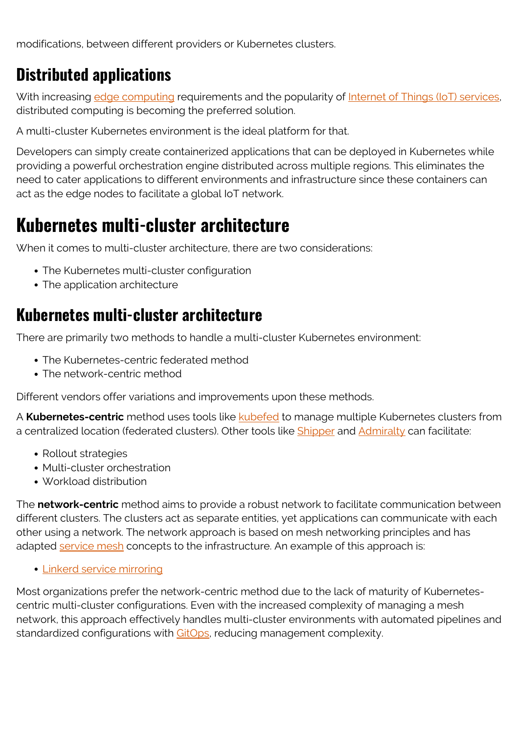modifications, between different providers or Kubernetes clusters.

## Distributed applications

With increasing edge computing requirements and the popularity of Internet of Things (IoT) services, distributed computing is becoming the preferred solution.

A multi-cluster Kubernetes environment is the ideal platform for that.

Developers can simply create containerized applications that can be deployed in Kubernetes while providing a powerful orchestration engine distributed across multiple regions. This eliminates the need to cater applications to different environments and infrastructure since these containers can act as the edge nodes to facilitate a global IoT network.

# Kubernetes multi-cluster architecture

When it comes to multi-cluster architecture, there are two considerations:

- The Kubernetes multi-cluster configuration
- The application architecture

## Kubernetes multi-cluster architecture

There are primarily two methods to handle a multi-cluster Kubernetes environment:

- The Kubernetes-centric federated method
- The network-centric method

Different vendors offer variations and improvements upon these methods.

A **Kubernetes-centric** method uses tools like kubefed to manage multiple Kubernetes clusters from a centralized location (federated clusters). Other tools like Shipper and Admiralty can facilitate:

- Rollout strategies
- Multi-cluster orchestration
- Workload distribution

The **network-centric** method aims to provide a robust network to facilitate communication between different clusters. The clusters act as separate entities, yet applications can communicate with each other using a network. The network approach is based on mesh networking principles and has adapted service mesh concepts to the infrastructure. An example of this approach is:

- Linkerd service mirroring

Most organizations prefer the network-centric method due to the lack of maturity of Kubernetes-centric multi-cluster configurations. Even with the increased complexity of managing a mesh network, this approach effectively handles multi-cluster environments with automated pipelines and standardized configurations with GitOps, reducing management complexity.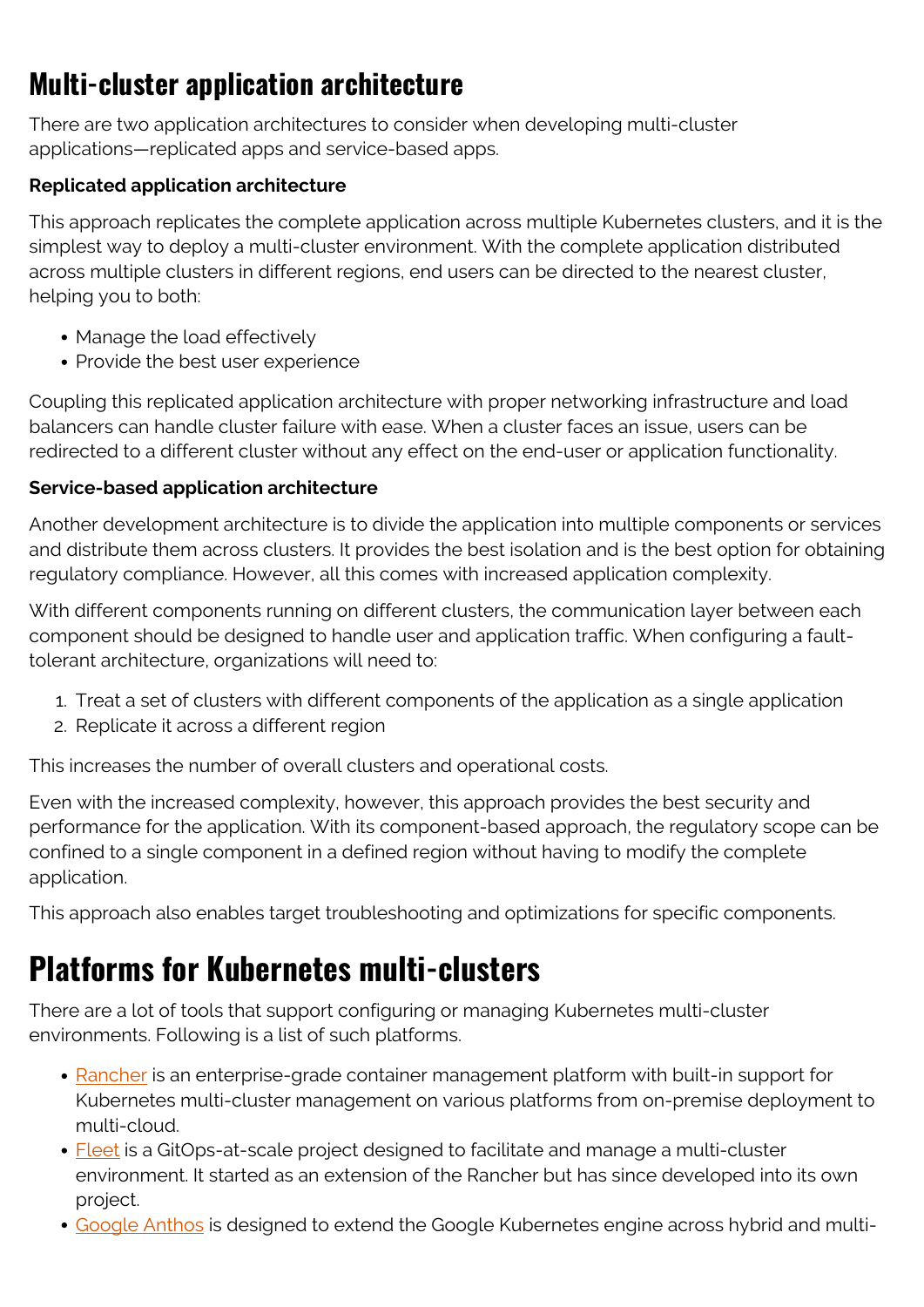## Multi-cluster application architecture

There are two application architectures to consider when developing multi-cluster applications—replicated apps and service-based apps.

**Replicated application architecture**

This approach replicates the complete application across multiple Kubernetes clusters, and it is the simplest way to deploy a multi-cluster environment. With the complete application distributed across multiple clusters in different regions, end users can be directed to the nearest cluster, helping you to both:

- Manage the load effectively
- Provide the best user experience

Coupling this replicated application architecture with proper networking infrastructure and load balancers can handle cluster failure with ease. When a cluster faces an issue, users can be redirected to a different cluster without any effect on the end-user or application functionality.

**Service-based application architecture**

Another development architecture is to divide the application into multiple components or services and distribute them across clusters. It provides the best isolation and is the best option for obtaining regulatory compliance. However, all this comes with increased application complexity.

With different components running on different clusters, the communication layer between each component should be designed to handle user and application traffic. When configuring a fault-tolerant architecture, organizations will need to:

1. Treat a set of clusters with different components of the application as a single application
2. Replicate it across a different region

This increases the number of overall clusters and operational costs.

Even with the increased complexity, however, this approach provides the best security and performance for the application. With its component-based approach, the regulatory scope can be confined to a single component in a defined region without having to modify the complete application.

This approach also enables target troubleshooting and optimizations for specific components.

## Platforms for Kubernetes multi-clusters

There are a lot of tools that support configuring or managing Kubernetes multi-cluster environments. Following is a list of such platforms.

- Rancher is an enterprise-grade container management platform with built-in support for Kubernetes multi-cluster management on various platforms from on-premise deployment to multi-cloud.
- Fleet is a GitOps-at-scale project designed to facilitate and manage a multi-cluster environment. It started as an extension of the Rancher but has since developed into its own project.
- Google Anthos is designed to extend the Google Kubernetes engine across hybrid and multi-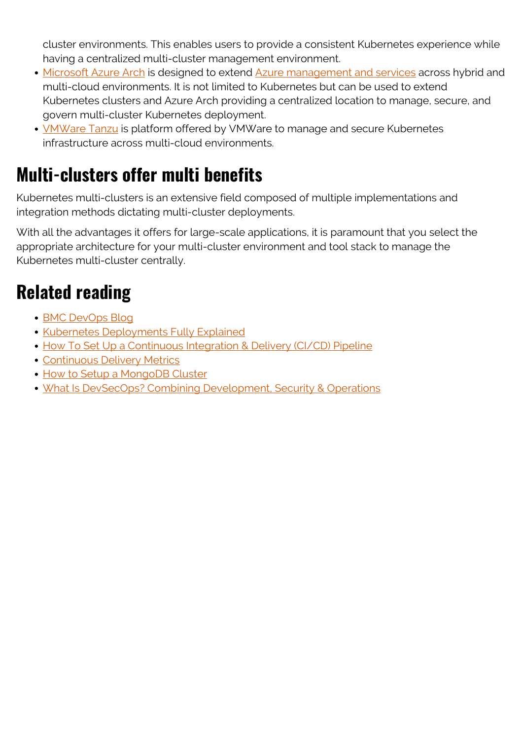cluster environments. This enables users to provide a consistent Kubernetes experience while having a centralized multi-cluster management environment.

- Microsoft Azure Arch is designed to extend Azure management and services across hybrid and multi-cloud environments. It is not limited to Kubernetes but can be used to extend Kubernetes clusters and Azure Arch providing a centralized location to manage, secure, and govern multi-cluster Kubernetes deployment.
- VMWare Tanzu is platform offered by VMWare to manage and secure Kubernetes infrastructure across multi-cloud environments.

## Multi-clusters offer multi benefits

Kubernetes multi-clusters is an extensive field composed of multiple implementations and integration methods dictating multi-cluster deployments.

With all the advantages it offers for large-scale applications, it is paramount that you select the appropriate architecture for your multi-cluster environment and tool stack to manage the Kubernetes multi-cluster centrally.

## Related reading

- BMC DevOps Blog
- Kubernetes Deployments Fully Explained
- How To Set Up a Continuous Integration & Delivery (CI/CD) Pipeline
- Continuous Delivery Metrics
- How to Setup a MongoDB Cluster
- What Is DevSecOps? Combining Development, Security & Operations